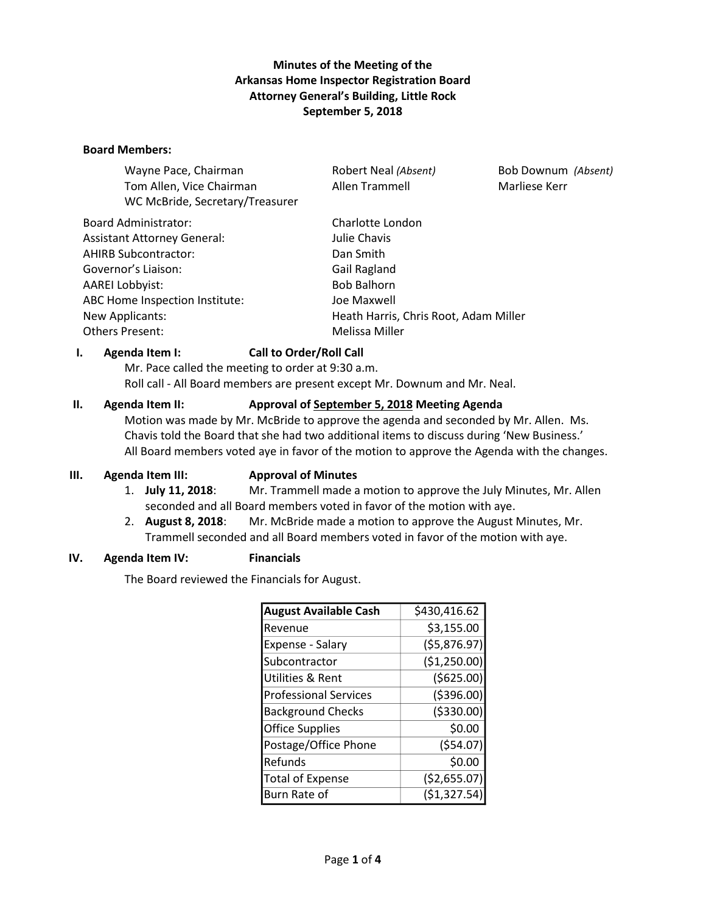**Minutes of the Meeting of the**
**Arkansas Home Inspector Registration Board**
**Attorney General's Building, Little Rock**
**September 5, 2018**

**Board Members:**

| | | |
|---|---|---|
| Wayne Pace, Chairman | Robert Neal *(Absent)* | Bob Downum *(Absent)* |
| Tom Allen, Vice Chairman | Allen Trammell | Marliese Kerr |
| WC McBride, Secretary/Treasurer | | |

| | |
|---|---|
| Board Administrator: | Charlotte London |
| Assistant Attorney General: | Julie Chavis |
| AHIRB Subcontractor: | Dan Smith |
| Governor's Liaison: | Gail Ragland |
| AAREI Lobbyist: | Bob Balhorn |
| ABC Home Inspection Institute: | Joe Maxwell |
| New Applicants: | Heath Harris, Chris Root, Adam Miller |
| Others Present: | Melissa Miller |

**I. Agenda Item I: Call to Order/Roll Call**

Mr. Pace called the meeting to order at 9:30 a.m.
Roll call - All Board members are present except Mr. Downum and Mr. Neal.

**II. Agenda Item II: Approval of September 5, 2018 Meeting Agenda**

Motion was made by Mr. McBride to approve the agenda and seconded by Mr. Allen. Ms. Chavis told the Board that she had two additional items to discuss during 'New Business.' All Board members voted aye in favor of the motion to approve the Agenda with the changes.

**III. Agenda Item III: Approval of Minutes**

1. **July 11, 2018**: Mr. Trammell made a motion to approve the July Minutes, Mr. Allen seconded and all Board members voted in favor of the motion with aye.
2. **August 8, 2018**: Mr. McBride made a motion to approve the August Minutes, Mr. Trammell seconded and all Board members voted in favor of the motion with aye.

**IV. Agenda Item IV: Financials**

The Board reviewed the Financials for August.

| **August Available Cash** | $430,416.62 |
|---|---|
| Revenue | $3,155.00 |
| Expense - Salary | ($5,876.97) |
| Subcontractor | ($1,250.00) |
| Utilities & Rent | ($625.00) |
| Professional Services | ($396.00) |
| Background Checks | ($330.00) |
| Office Supplies | $0.00 |
| Postage/Office Phone | ($54.07) |
| Refunds | $0.00 |
| Total of Expense | ($2,655.07) |
| Burn Rate of | ($1,327.54) |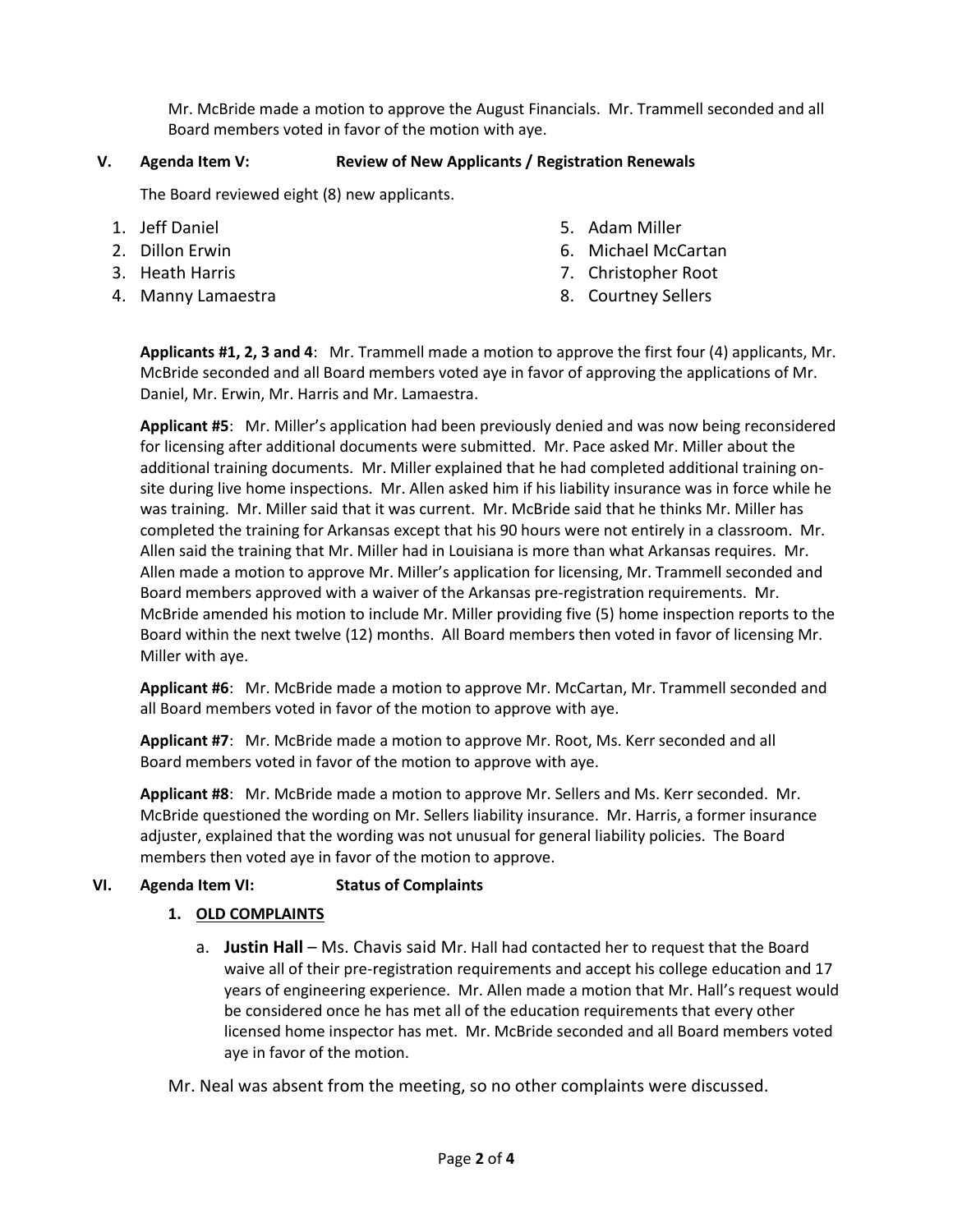Mr. McBride made a motion to approve the August Financials. Mr. Trammell seconded and all Board members voted in favor of the motion with aye.

**V. Agenda Item V: Review of New Applicants / Registration Renewals**

The Board reviewed eight (8) new applicants.

1. Jeff Daniel
2. Dillon Erwin
3. Heath Harris
4. Manny Lamaestra
5. Adam Miller
6. Michael McCartan
7. Christopher Root
8. Courtney Sellers

**Applicants #1, 2, 3 and 4**: Mr. Trammell made a motion to approve the first four (4) applicants, Mr. McBride seconded and all Board members voted aye in favor of approving the applications of Mr. Daniel, Mr. Erwin, Mr. Harris and Mr. Lamaestra.

**Applicant #5**: Mr. Miller's application had been previously denied and was now being reconsidered for licensing after additional documents were submitted. Mr. Pace asked Mr. Miller about the additional training documents. Mr. Miller explained that he had completed additional training on-site during live home inspections. Mr. Allen asked him if his liability insurance was in force while he was training. Mr. Miller said that it was current. Mr. McBride said that he thinks Mr. Miller has completed the training for Arkansas except that his 90 hours were not entirely in a classroom. Mr. Allen said the training that Mr. Miller had in Louisiana is more than what Arkansas requires. Mr. Allen made a motion to approve Mr. Miller's application for licensing, Mr. Trammell seconded and Board members approved with a waiver of the Arkansas pre-registration requirements. Mr. McBride amended his motion to include Mr. Miller providing five (5) home inspection reports to the Board within the next twelve (12) months. All Board members then voted in favor of licensing Mr. Miller with aye.

**Applicant #6**: Mr. McBride made a motion to approve Mr. McCartan, Mr. Trammell seconded and all Board members voted in favor of the motion to approve with aye.

**Applicant #7**: Mr. McBride made a motion to approve Mr. Root, Ms. Kerr seconded and all Board members voted in favor of the motion to approve with aye.

**Applicant #8**: Mr. McBride made a motion to approve Mr. Sellers and Ms. Kerr seconded. Mr. McBride questioned the wording on Mr. Sellers liability insurance. Mr. Harris, a former insurance adjuster, explained that the wording was not unusual for general liability policies. The Board members then voted aye in favor of the motion to approve.

**VI. Agenda Item VI: Status of Complaints**

1. **OLD COMPLAINTS**

   a. **Justin Hall** – Ms. Chavis said Mr. Hall had contacted her to request that the Board waive all of their pre-registration requirements and accept his college education and 17 years of engineering experience. Mr. Allen made a motion that Mr. Hall's request would be considered once he has met all of the education requirements that every other licensed home inspector has met. Mr. McBride seconded and all Board members voted aye in favor of the motion.

Mr. Neal was absent from the meeting, so no other complaints were discussed.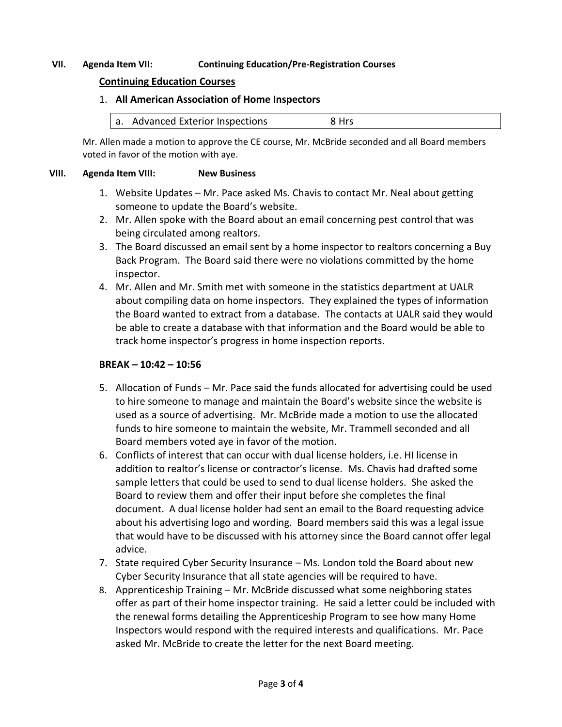**VII. Agenda Item VII: Continuing Education/Pre-Registration Courses**

**Continuing Education Courses**

1. **All American Association of Home Inspectors**

| a. Advanced Exterior Inspections | 8 Hrs |
|---|---|

Mr. Allen made a motion to approve the CE course, Mr. McBride seconded and all Board members voted in favor of the motion with aye.

**VIII. Agenda Item VIII: New Business**

1. Website Updates – Mr. Pace asked Ms. Chavis to contact Mr. Neal about getting someone to update the Board's website.
2. Mr. Allen spoke with the Board about an email concerning pest control that was being circulated among realtors.
3. The Board discussed an email sent by a home inspector to realtors concerning a Buy Back Program. The Board said there were no violations committed by the home inspector.
4. Mr. Allen and Mr. Smith met with someone in the statistics department at UALR about compiling data on home inspectors. They explained the types of information the Board wanted to extract from a database. The contacts at UALR said they would be able to create a database with that information and the Board would be able to track home inspector's progress in home inspection reports.

**BREAK – 10:42 – 10:56**

5. Allocation of Funds – Mr. Pace said the funds allocated for advertising could be used to hire someone to manage and maintain the Board's website since the website is used as a source of advertising. Mr. McBride made a motion to use the allocated funds to hire someone to maintain the website, Mr. Trammell seconded and all Board members voted aye in favor of the motion.
6. Conflicts of interest that can occur with dual license holders, i.e. HI license in addition to realtor's license or contractor's license. Ms. Chavis had drafted some sample letters that could be used to send to dual license holders. She asked the Board to review them and offer their input before she completes the final document. A dual license holder had sent an email to the Board requesting advice about his advertising logo and wording. Board members said this was a legal issue that would have to be discussed with his attorney since the Board cannot offer legal advice.
7. State required Cyber Security Insurance – Ms. London told the Board about new Cyber Security Insurance that all state agencies will be required to have.
8. Apprenticeship Training – Mr. McBride discussed what some neighboring states offer as part of their home inspector training. He said a letter could be included with the renewal forms detailing the Apprenticeship Program to see how many Home Inspectors would respond with the required interests and qualifications. Mr. Pace asked Mr. McBride to create the letter for the next Board meeting.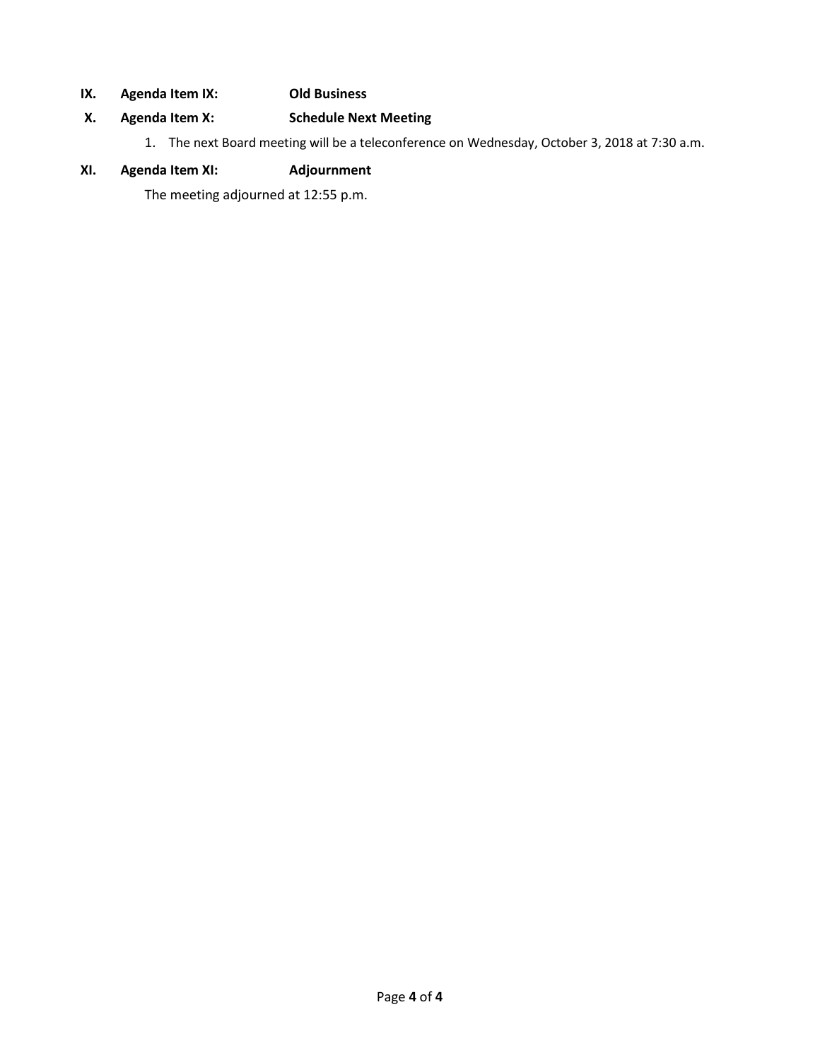**IX. Agenda Item IX: Old Business**

**X. Agenda Item X: Schedule Next Meeting**

1. The next Board meeting will be a teleconference on Wednesday, October 3, 2018 at 7:30 a.m.

**XI. Agenda Item XI: Adjournment**

The meeting adjourned at 12:55 p.m.